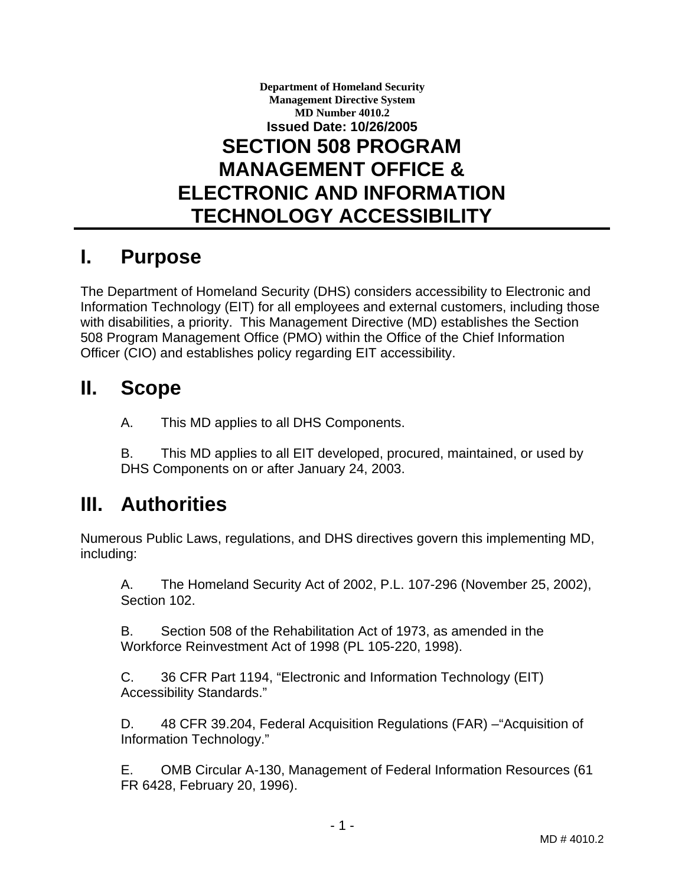**Department of Homeland Security**
**Management Directive System**
**MD Number 4010.2**
**Issued Date: 10/26/2005**

# SECTION 508 PROGRAM MANAGEMENT OFFICE & ELECTRONIC AND INFORMATION TECHNOLOGY ACCESSIBILITY

## I. Purpose

The Department of Homeland Security (DHS) considers accessibility to Electronic and Information Technology (EIT) for all employees and external customers, including those with disabilities, a priority. This Management Directive (MD) establishes the Section 508 Program Management Office (PMO) within the Office of the Chief Information Officer (CIO) and establishes policy regarding EIT accessibility.

## II. Scope

A. This MD applies to all DHS Components.

B. This MD applies to all EIT developed, procured, maintained, or used by DHS Components on or after January 24, 2003.

## III. Authorities

Numerous Public Laws, regulations, and DHS directives govern this implementing MD, including:

A. The Homeland Security Act of 2002, P.L. 107-296 (November 25, 2002), Section 102.

B. Section 508 of the Rehabilitation Act of 1973, as amended in the Workforce Reinvestment Act of 1998 (PL 105-220, 1998).

C. 36 CFR Part 1194, "Electronic and Information Technology (EIT) Accessibility Standards."

D. 48 CFR 39.204, Federal Acquisition Regulations (FAR) –"Acquisition of Information Technology."

E. OMB Circular A-130, Management of Federal Information Resources (61 FR 6428, February 20, 1996).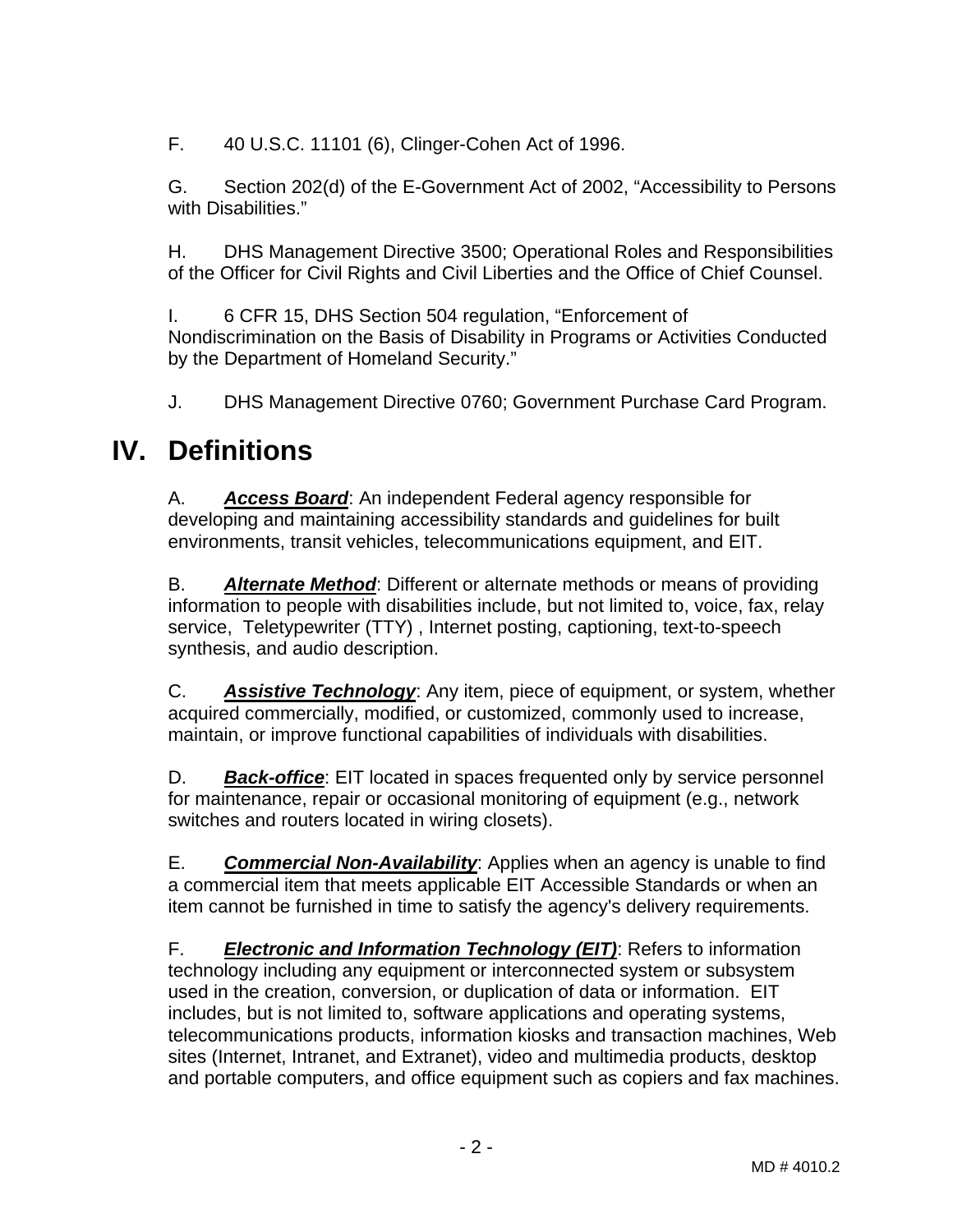F. 40 U.S.C. 11101 (6), Clinger-Cohen Act of 1996.

G. Section 202(d) of the E-Government Act of 2002, “Accessibility to Persons with Disabilities.”

H. DHS Management Directive 3500; Operational Roles and Responsibilities of the Officer for Civil Rights and Civil Liberties and the Office of Chief Counsel.

I. 6 CFR 15, DHS Section 504 regulation, “Enforcement of Nondiscrimination on the Basis of Disability in Programs or Activities Conducted by the Department of Homeland Security.”

J. DHS Management Directive 0760; Government Purchase Card Program.

# IV. Definitions

A. ***Access Board***: An independent Federal agency responsible for developing and maintaining accessibility standards and guidelines for built environments, transit vehicles, telecommunications equipment, and EIT.

B. ***Alternate Method***: Different or alternate methods or means of providing information to people with disabilities include, but not limited to, voice, fax, relay service, Teletypewriter (TTY) , Internet posting, captioning, text-to-speech synthesis, and audio description.

C. ***Assistive Technology***: Any item, piece of equipment, or system, whether acquired commercially, modified, or customized, commonly used to increase, maintain, or improve functional capabilities of individuals with disabilities.

D. ***Back-office***: EIT located in spaces frequented only by service personnel for maintenance, repair or occasional monitoring of equipment (e.g., network switches and routers located in wiring closets).

E. ***Commercial Non-Availability***: Applies when an agency is unable to find a commercial item that meets applicable EIT Accessible Standards or when an item cannot be furnished in time to satisfy the agency's delivery requirements.

F. ***Electronic and Information Technology (EIT)***: Refers to information technology including any equipment or interconnected system or subsystem used in the creation, conversion, or duplication of data or information. EIT includes, but is not limited to, software applications and operating systems, telecommunications products, information kiosks and transaction machines, Web sites (Internet, Intranet, and Extranet), video and multimedia products, desktop and portable computers, and office equipment such as copiers and fax machines.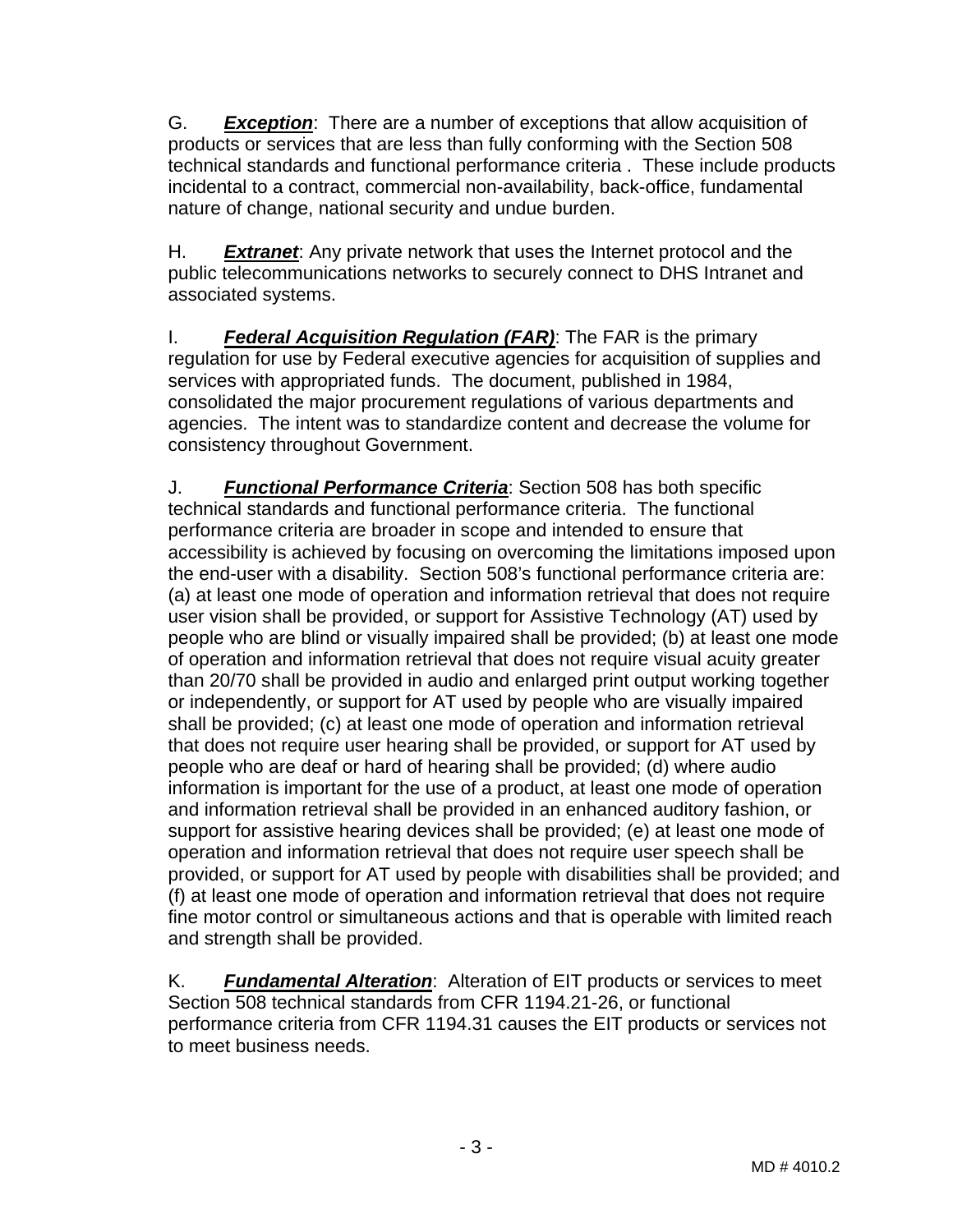G. ***Exception***: There are a number of exceptions that allow acquisition of products or services that are less than fully conforming with the Section 508 technical standards and functional performance criteria . These include products incidental to a contract, commercial non-availability, back-office, fundamental nature of change, national security and undue burden.

H. ***Extranet***: Any private network that uses the Internet protocol and the public telecommunications networks to securely connect to DHS Intranet and associated systems.

I. ***Federal Acquisition Regulation (FAR)***: The FAR is the primary regulation for use by Federal executive agencies for acquisition of supplies and services with appropriated funds. The document, published in 1984, consolidated the major procurement regulations of various departments and agencies. The intent was to standardize content and decrease the volume for consistency throughout Government.

J. ***Functional Performance Criteria***: Section 508 has both specific technical standards and functional performance criteria. The functional performance criteria are broader in scope and intended to ensure that accessibility is achieved by focusing on overcoming the limitations imposed upon the end-user with a disability. Section 508's functional performance criteria are: (a) at least one mode of operation and information retrieval that does not require user vision shall be provided, or support for Assistive Technology (AT) used by people who are blind or visually impaired shall be provided; (b) at least one mode of operation and information retrieval that does not require visual acuity greater than 20/70 shall be provided in audio and enlarged print output working together or independently, or support for AT used by people who are visually impaired shall be provided; (c) at least one mode of operation and information retrieval that does not require user hearing shall be provided, or support for AT used by people who are deaf or hard of hearing shall be provided; (d) where audio information is important for the use of a product, at least one mode of operation and information retrieval shall be provided in an enhanced auditory fashion, or support for assistive hearing devices shall be provided; (e) at least one mode of operation and information retrieval that does not require user speech shall be provided, or support for AT used by people with disabilities shall be provided; and (f) at least one mode of operation and information retrieval that does not require fine motor control or simultaneous actions and that is operable with limited reach and strength shall be provided.

K. ***Fundamental Alteration***: Alteration of EIT products or services to meet Section 508 technical standards from CFR 1194.21-26, or functional performance criteria from CFR 1194.31 causes the EIT products or services not to meet business needs.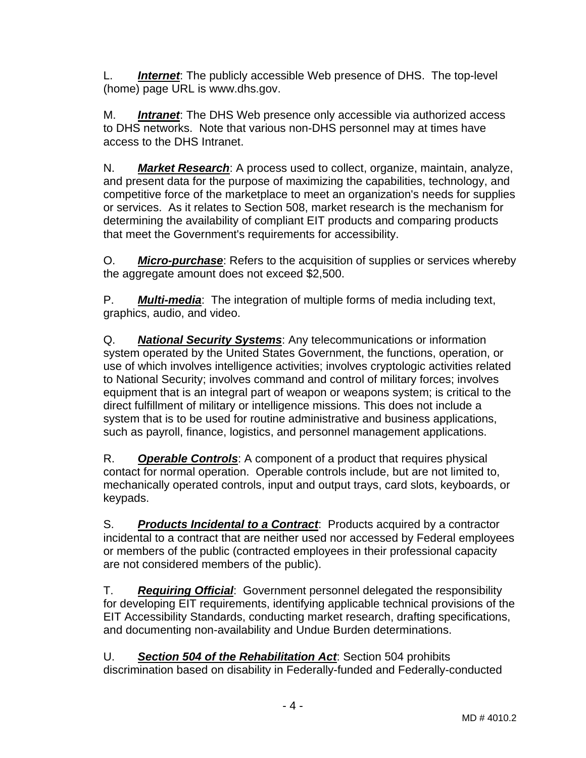L. ***Internet***: The publicly accessible Web presence of DHS. The top-level (home) page URL is www.dhs.gov.

M. ***Intranet***: The DHS Web presence only accessible via authorized access to DHS networks. Note that various non-DHS personnel may at times have access to the DHS Intranet.

N. ***Market Research***: A process used to collect, organize, maintain, analyze, and present data for the purpose of maximizing the capabilities, technology, and competitive force of the marketplace to meet an organization's needs for supplies or services. As it relates to Section 508, market research is the mechanism for determining the availability of compliant EIT products and comparing products that meet the Government's requirements for accessibility.

O. ***Micro-purchase***: Refers to the acquisition of supplies or services whereby the aggregate amount does not exceed $2,500.

P. ***Multi-media***: The integration of multiple forms of media including text, graphics, audio, and video.

Q. ***National Security Systems***: Any telecommunications or information system operated by the United States Government, the functions, operation, or use of which involves intelligence activities; involves cryptologic activities related to National Security; involves command and control of military forces; involves equipment that is an integral part of weapon or weapons system; is critical to the direct fulfillment of military or intelligence missions. This does not include a system that is to be used for routine administrative and business applications, such as payroll, finance, logistics, and personnel management applications.

R. ***Operable Controls***: A component of a product that requires physical contact for normal operation. Operable controls include, but are not limited to, mechanically operated controls, input and output trays, card slots, keyboards, or keypads.

S. ***Products Incidental to a Contract***: Products acquired by a contractor incidental to a contract that are neither used nor accessed by Federal employees or members of the public (contracted employees in their professional capacity are not considered members of the public).

T. ***Requiring Official***: Government personnel delegated the responsibility for developing EIT requirements, identifying applicable technical provisions of the EIT Accessibility Standards, conducting market research, drafting specifications, and documenting non-availability and Undue Burden determinations.

U. ***Section 504 of the Rehabilitation Act***: Section 504 prohibits discrimination based on disability in Federally-funded and Federally-conducted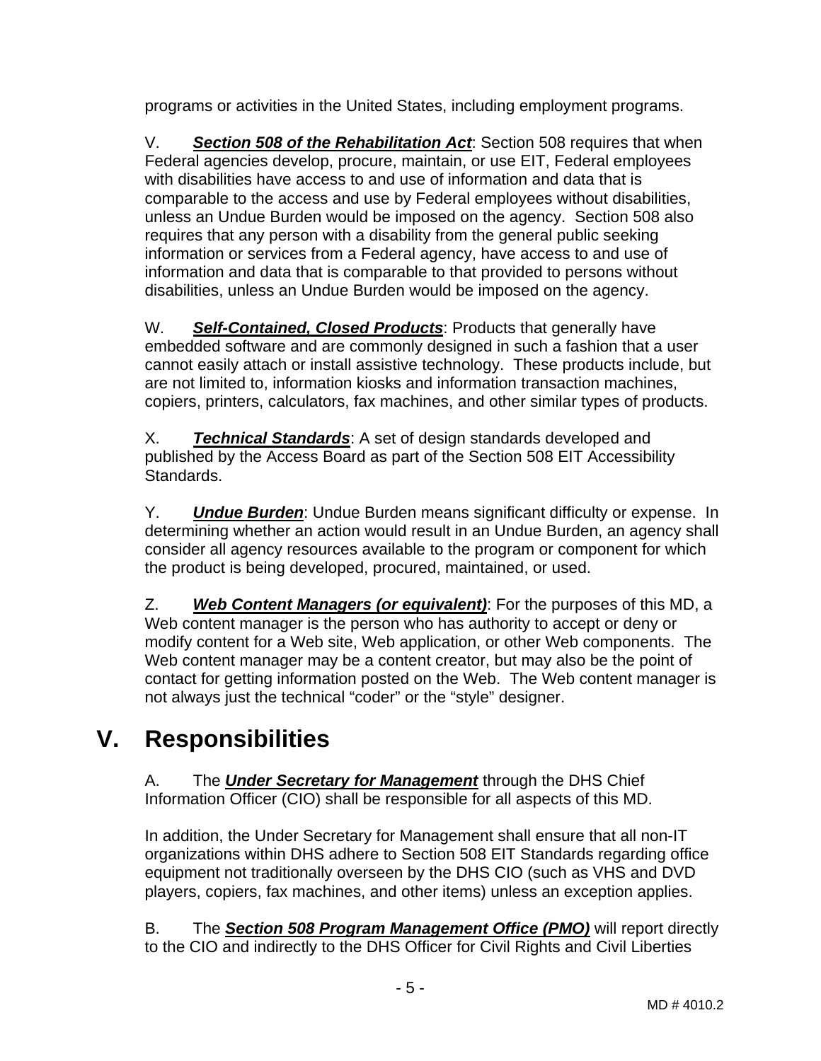programs or activities in the United States, including employment programs.

V. ***Section 508 of the Rehabilitation Act***: Section 508 requires that when Federal agencies develop, procure, maintain, or use EIT, Federal employees with disabilities have access to and use of information and data that is comparable to the access and use by Federal employees without disabilities, unless an Undue Burden would be imposed on the agency. Section 508 also requires that any person with a disability from the general public seeking information or services from a Federal agency, have access to and use of information and data that is comparable to that provided to persons without disabilities, unless an Undue Burden would be imposed on the agency.

W. ***Self-Contained, Closed Products***: Products that generally have embedded software and are commonly designed in such a fashion that a user cannot easily attach or install assistive technology. These products include, but are not limited to, information kiosks and information transaction machines, copiers, printers, calculators, fax machines, and other similar types of products.

X. ***Technical Standards***: A set of design standards developed and published by the Access Board as part of the Section 508 EIT Accessibility Standards.

Y. ***Undue Burden***: Undue Burden means significant difficulty or expense. In determining whether an action would result in an Undue Burden, an agency shall consider all agency resources available to the program or component for which the product is being developed, procured, maintained, or used.

Z. ***Web Content Managers (or equivalent)***: For the purposes of this MD, a Web content manager is the person who has authority to accept or deny or modify content for a Web site, Web application, or other Web components. The Web content manager may be a content creator, but may also be the point of contact for getting information posted on the Web. The Web content manager is not always just the technical "coder" or the "style" designer.

# V. Responsibilities

A. The ***Under Secretary for Management*** through the DHS Chief Information Officer (CIO) shall be responsible for all aspects of this MD.

In addition, the Under Secretary for Management shall ensure that all non-IT organizations within DHS adhere to Section 508 EIT Standards regarding office equipment not traditionally overseen by the DHS CIO (such as VHS and DVD players, copiers, fax machines, and other items) unless an exception applies.

B. The ***Section 508 Program Management Office (PMO)*** will report directly to the CIO and indirectly to the DHS Officer for Civil Rights and Civil Liberties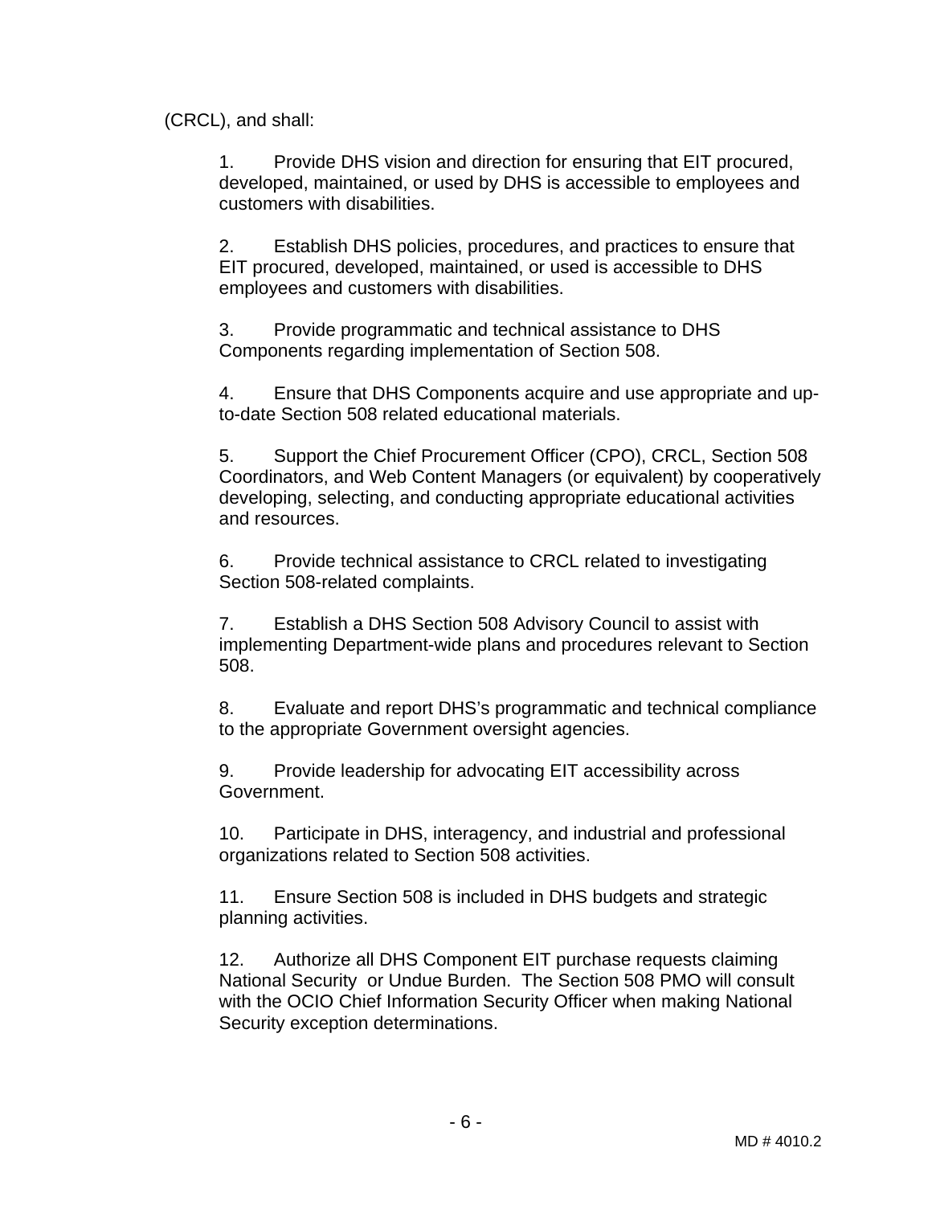(CRCL), and shall:

1. Provide DHS vision and direction for ensuring that EIT procured, developed, maintained, or used by DHS is accessible to employees and customers with disabilities.

2. Establish DHS policies, procedures, and practices to ensure that EIT procured, developed, maintained, or used is accessible to DHS employees and customers with disabilities.

3. Provide programmatic and technical assistance to DHS Components regarding implementation of Section 508.

4. Ensure that DHS Components acquire and use appropriate and up-to-date Section 508 related educational materials.

5. Support the Chief Procurement Officer (CPO), CRCL, Section 508 Coordinators, and Web Content Managers (or equivalent) by cooperatively developing, selecting, and conducting appropriate educational activities and resources.

6. Provide technical assistance to CRCL related to investigating Section 508-related complaints.

7. Establish a DHS Section 508 Advisory Council to assist with implementing Department-wide plans and procedures relevant to Section 508.

8. Evaluate and report DHS's programmatic and technical compliance to the appropriate Government oversight agencies.

9. Provide leadership for advocating EIT accessibility across Government.

10. Participate in DHS, interagency, and industrial and professional organizations related to Section 508 activities.

11. Ensure Section 508 is included in DHS budgets and strategic planning activities.

12. Authorize all DHS Component EIT purchase requests claiming National Security or Undue Burden. The Section 508 PMO will consult with the OCIO Chief Information Security Officer when making National Security exception determinations.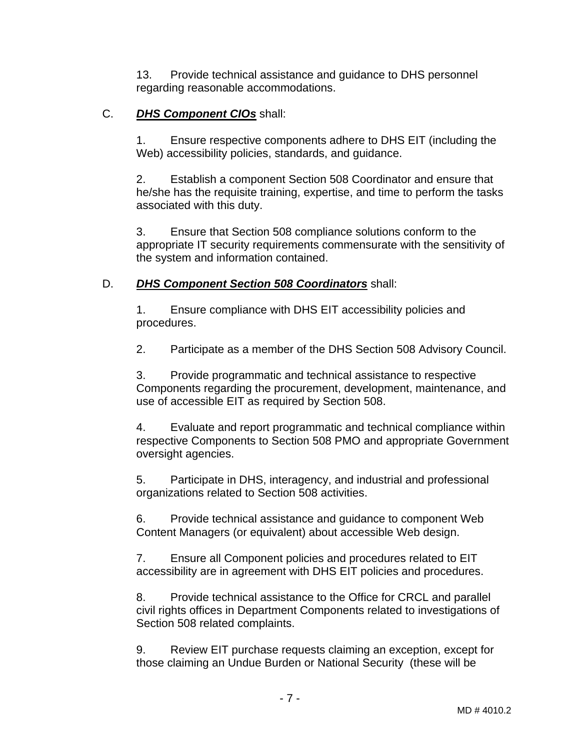13. Provide technical assistance and guidance to DHS personnel regarding reasonable accommodations.

C. ***DHS Component CIOs*** shall:

1. Ensure respective components adhere to DHS EIT (including the Web) accessibility policies, standards, and guidance.

2. Establish a component Section 508 Coordinator and ensure that he/she has the requisite training, expertise, and time to perform the tasks associated with this duty.

3. Ensure that Section 508 compliance solutions conform to the appropriate IT security requirements commensurate with the sensitivity of the system and information contained.

D. ***DHS Component Section 508 Coordinators*** shall:

1. Ensure compliance with DHS EIT accessibility policies and procedures.

2. Participate as a member of the DHS Section 508 Advisory Council.

3. Provide programmatic and technical assistance to respective Components regarding the procurement, development, maintenance, and use of accessible EIT as required by Section 508.

4. Evaluate and report programmatic and technical compliance within respective Components to Section 508 PMO and appropriate Government oversight agencies.

5. Participate in DHS, interagency, and industrial and professional organizations related to Section 508 activities.

6. Provide technical assistance and guidance to component Web Content Managers (or equivalent) about accessible Web design.

7. Ensure all Component policies and procedures related to EIT accessibility are in agreement with DHS EIT policies and procedures.

8. Provide technical assistance to the Office for CRCL and parallel civil rights offices in Department Components related to investigations of Section 508 related complaints.

9. Review EIT purchase requests claiming an exception, except for those claiming an Undue Burden or National Security (these will be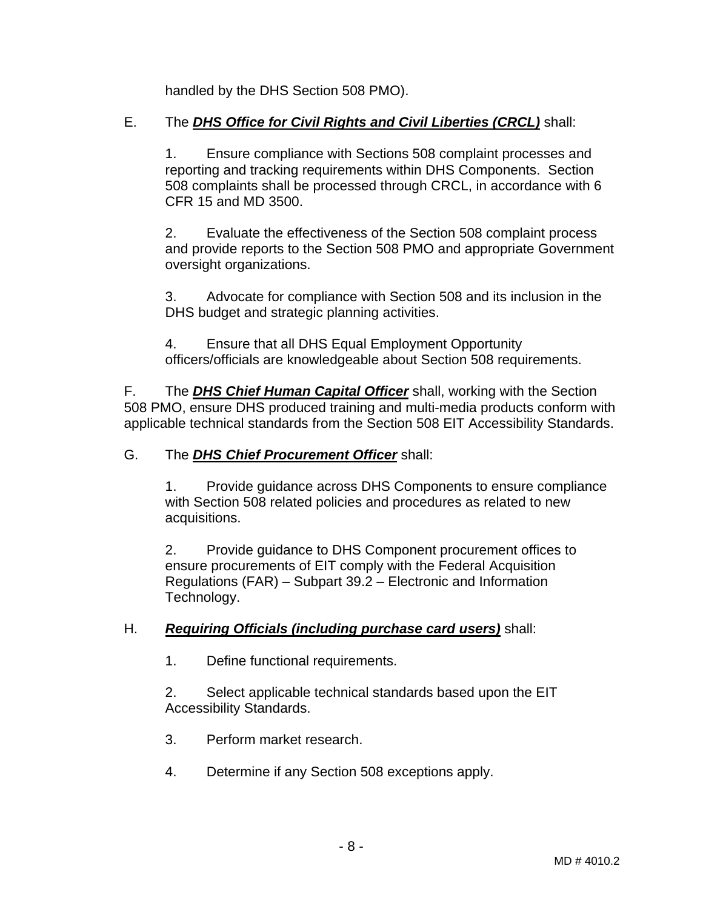handled by the DHS Section 508 PMO).

E. The ***DHS Office for Civil Rights and Civil Liberties (CRCL)*** shall:

1. Ensure compliance with Sections 508 complaint processes and reporting and tracking requirements within DHS Components. Section 508 complaints shall be processed through CRCL, in accordance with 6 CFR 15 and MD 3500.

2. Evaluate the effectiveness of the Section 508 complaint process and provide reports to the Section 508 PMO and appropriate Government oversight organizations.

3. Advocate for compliance with Section 508 and its inclusion in the DHS budget and strategic planning activities.

4. Ensure that all DHS Equal Employment Opportunity officers/officials are knowledgeable about Section 508 requirements.

F. The ***DHS Chief Human Capital Officer*** shall, working with the Section 508 PMO, ensure DHS produced training and multi-media products conform with applicable technical standards from the Section 508 EIT Accessibility Standards.

G. The ***DHS Chief Procurement Officer*** shall:

1. Provide guidance across DHS Components to ensure compliance with Section 508 related policies and procedures as related to new acquisitions.

2. Provide guidance to DHS Component procurement offices to ensure procurements of EIT comply with the Federal Acquisition Regulations (FAR) – Subpart 39.2 – Electronic and Information Technology.

H. ***Requiring Officials (including purchase card users)*** shall:

1. Define functional requirements.

2. Select applicable technical standards based upon the EIT Accessibility Standards.

3. Perform market research.

4. Determine if any Section 508 exceptions apply.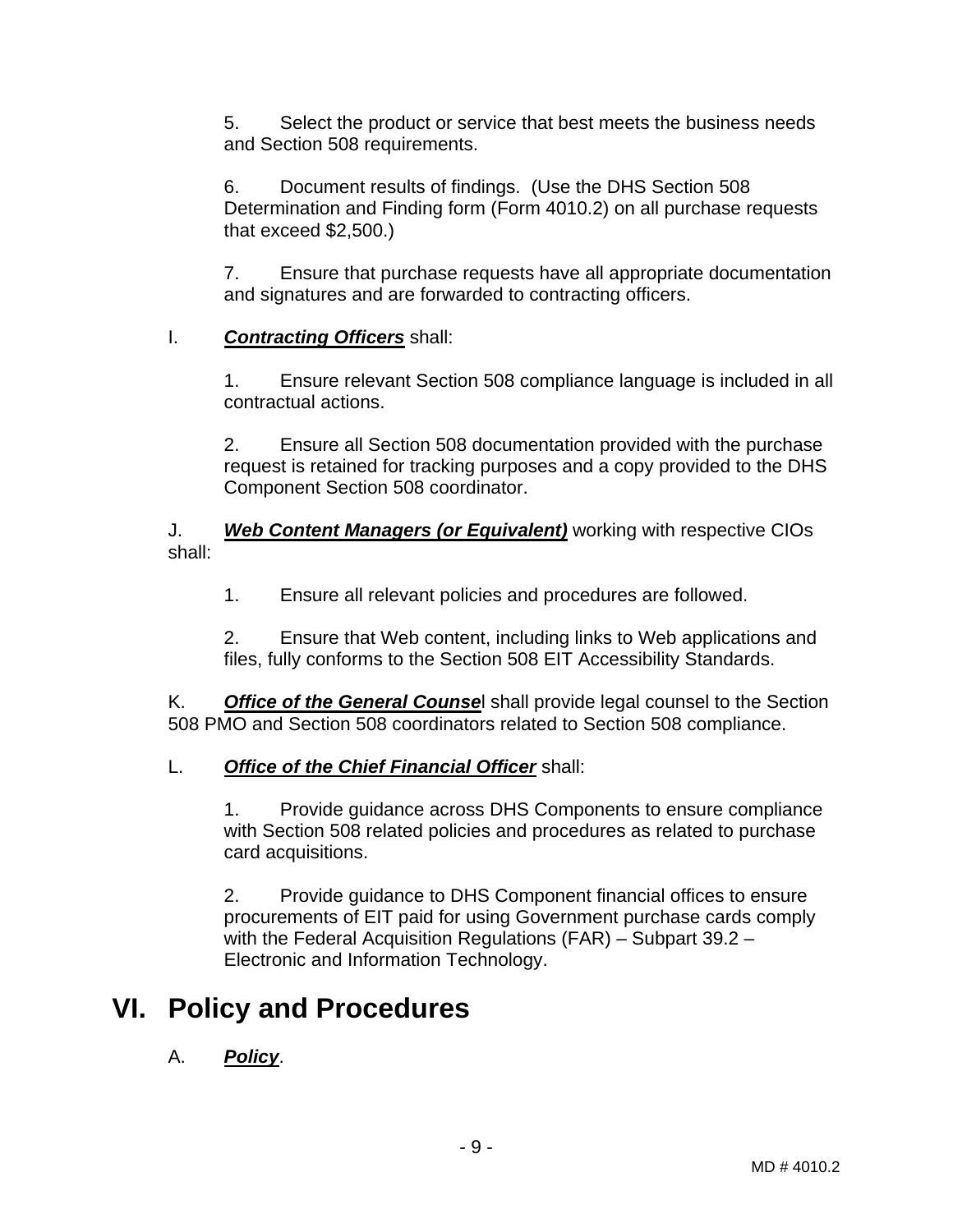5. Select the product or service that best meets the business needs and Section 508 requirements.

6. Document results of findings. (Use the DHS Section 508 Determination and Finding form (Form 4010.2) on all purchase requests that exceed $2,500.)

7. Ensure that purchase requests have all appropriate documentation and signatures and are forwarded to contracting officers.

I. ***Contracting Officers*** shall:

1. Ensure relevant Section 508 compliance language is included in all contractual actions.

2. Ensure all Section 508 documentation provided with the purchase request is retained for tracking purposes and a copy provided to the DHS Component Section 508 coordinator.

J. ***Web Content Managers (or Equivalent)*** working with respective CIOs shall:

1. Ensure all relevant policies and procedures are followed.

2. Ensure that Web content, including links to Web applications and files, fully conforms to the Section 508 EIT Accessibility Standards.

K. ***Office of the General Counsel*** shall provide legal counsel to the Section 508 PMO and Section 508 coordinators related to Section 508 compliance.

L. ***Office of the Chief Financial Officer*** shall:

1. Provide guidance across DHS Components to ensure compliance with Section 508 related policies and procedures as related to purchase card acquisitions.

2. Provide guidance to DHS Component financial offices to ensure procurements of EIT paid for using Government purchase cards comply with the Federal Acquisition Regulations (FAR) – Subpart 39.2 – Electronic and Information Technology.

# VI. Policy and Procedures

A. ***Policy***.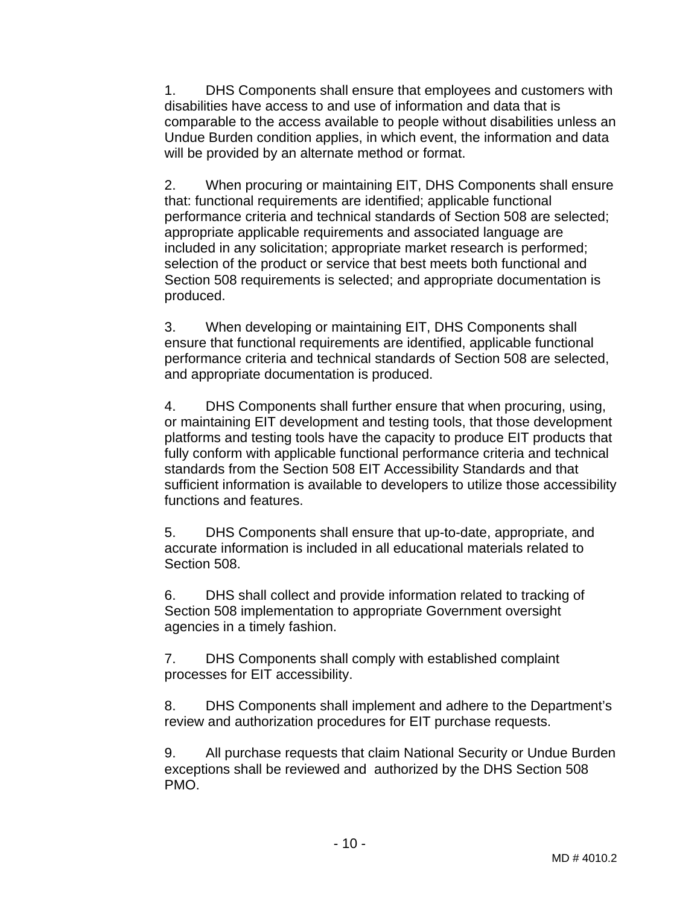1. DHS Components shall ensure that employees and customers with disabilities have access to and use of information and data that is comparable to the access available to people without disabilities unless an Undue Burden condition applies, in which event, the information and data will be provided by an alternate method or format.

2. When procuring or maintaining EIT, DHS Components shall ensure that: functional requirements are identified; applicable functional performance criteria and technical standards of Section 508 are selected; appropriate applicable requirements and associated language are included in any solicitation; appropriate market research is performed; selection of the product or service that best meets both functional and Section 508 requirements is selected; and appropriate documentation is produced.

3. When developing or maintaining EIT, DHS Components shall ensure that functional requirements are identified, applicable functional performance criteria and technical standards of Section 508 are selected, and appropriate documentation is produced.

4. DHS Components shall further ensure that when procuring, using, or maintaining EIT development and testing tools, that those development platforms and testing tools have the capacity to produce EIT products that fully conform with applicable functional performance criteria and technical standards from the Section 508 EIT Accessibility Standards and that sufficient information is available to developers to utilize those accessibility functions and features.

5. DHS Components shall ensure that up-to-date, appropriate, and accurate information is included in all educational materials related to Section 508.

6. DHS shall collect and provide information related to tracking of Section 508 implementation to appropriate Government oversight agencies in a timely fashion.

7. DHS Components shall comply with established complaint processes for EIT accessibility.

8. DHS Components shall implement and adhere to the Department's review and authorization procedures for EIT purchase requests.

9. All purchase requests that claim National Security or Undue Burden exceptions shall be reviewed and authorized by the DHS Section 508 PMO.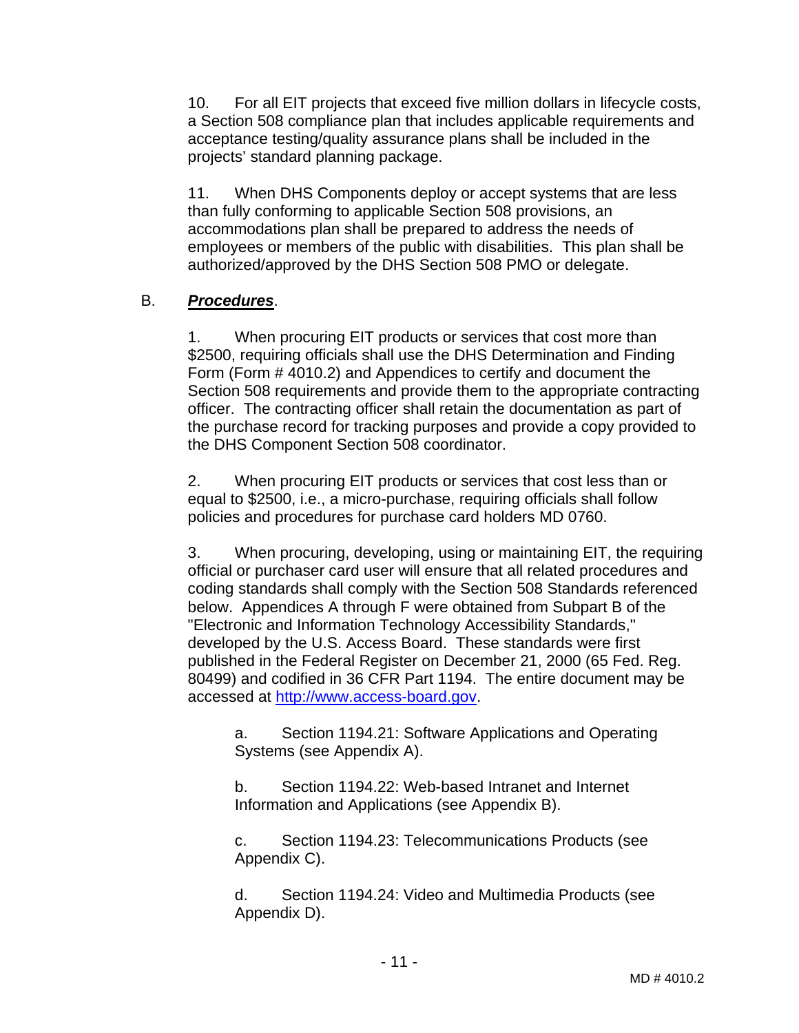10. For all EIT projects that exceed five million dollars in lifecycle costs, a Section 508 compliance plan that includes applicable requirements and acceptance testing/quality assurance plans shall be included in the projects' standard planning package.

11. When DHS Components deploy or accept systems that are less than fully conforming to applicable Section 508 provisions, an accommodations plan shall be prepared to address the needs of employees or members of the public with disabilities. This plan shall be authorized/approved by the DHS Section 508 PMO or delegate.

B. ***Procedures***.

1. When procuring EIT products or services that cost more than $2500, requiring officials shall use the DHS Determination and Finding Form (Form # 4010.2) and Appendices to certify and document the Section 508 requirements and provide them to the appropriate contracting officer. The contracting officer shall retain the documentation as part of the purchase record for tracking purposes and provide a copy provided to the DHS Component Section 508 coordinator.

2. When procuring EIT products or services that cost less than or equal to $2500, i.e., a micro-purchase, requiring officials shall follow policies and procedures for purchase card holders MD 0760.

3. When procuring, developing, using or maintaining EIT, the requiring official or purchaser card user will ensure that all related procedures and coding standards shall comply with the Section 508 Standards referenced below. Appendices A through F were obtained from Subpart B of the "Electronic and Information Technology Accessibility Standards," developed by the U.S. Access Board. These standards were first published in the Federal Register on December 21, 2000 (65 Fed. Reg. 80499) and codified in 36 CFR Part 1194. The entire document may be accessed at [http://www.access-board.gov](http://www.access-board.gov).

a. Section 1194.21: Software Applications and Operating Systems (see Appendix A).

b. Section 1194.22: Web-based Intranet and Internet Information and Applications (see Appendix B).

c. Section 1194.23: Telecommunications Products (see Appendix C).

d. Section 1194.24: Video and Multimedia Products (see Appendix D).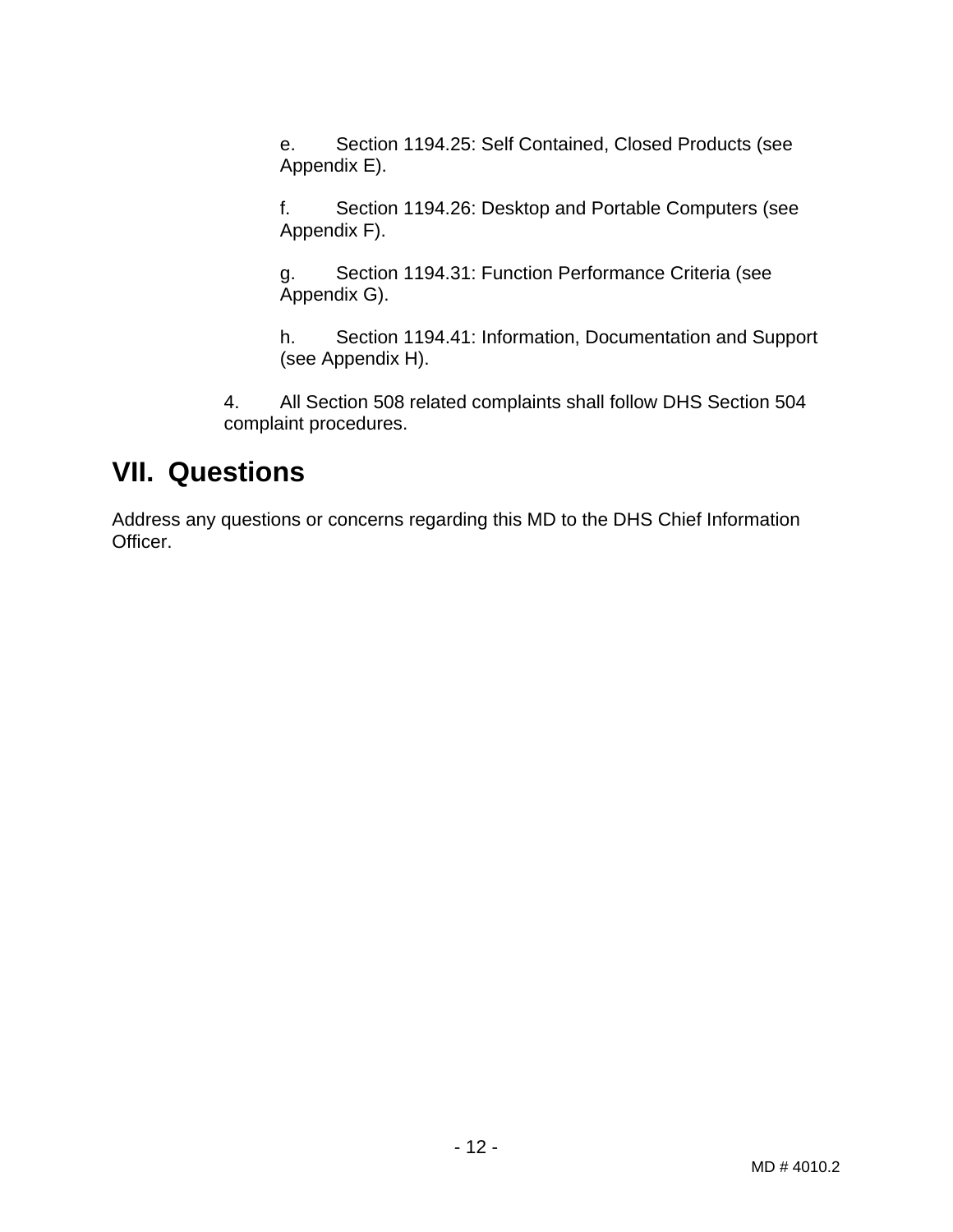e. Section 1194.25: Self Contained, Closed Products (see Appendix E).

f. Section 1194.26: Desktop and Portable Computers (see Appendix F).

g. Section 1194.31: Function Performance Criteria (see Appendix G).

h. Section 1194.41: Information, Documentation and Support (see Appendix H).

4. All Section 508 related complaints shall follow DHS Section 504 complaint procedures.

# VII. Questions

Address any questions or concerns regarding this MD to the DHS Chief Information Officer.